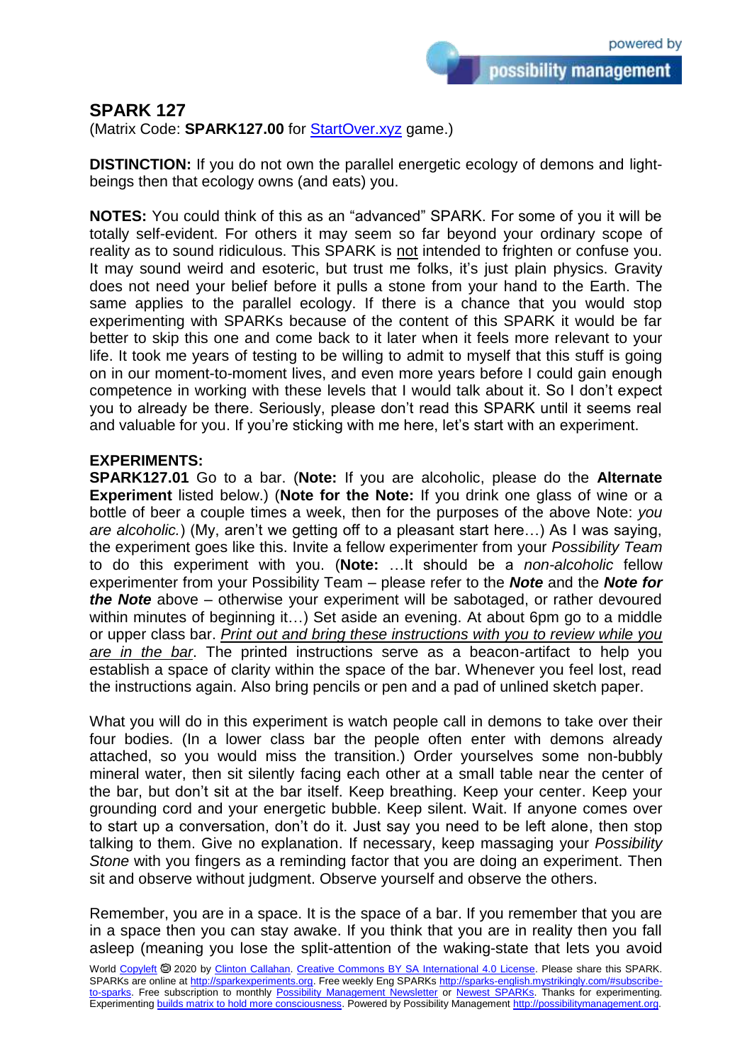## SPARK 127

(Matrix Code: **SPARK127.00** for [StartOver.xyz](StartOver.xyz) game.)

**DISTINCTION:** If you do not own the parallel energetic ecology of demons and light-beings then that ecology owns (and eats) you.

**NOTES:** You could think of this as an "advanced" SPARK. For some of you it will be totally self-evident. For others it may seem so far beyond your ordinary scope of reality as to sound ridiculous. This SPARK is not intended to frighten or confuse you. It may sound weird and esoteric, but trust me folks, it's just plain physics. Gravity does not need your belief before it pulls a stone from your hand to the Earth. The same applies to the parallel ecology. If there is a chance that you would stop experimenting with SPARKs because of the content of this SPARK it would be far better to skip this one and come back to it later when it feels more relevant to your life. It took me years of testing to be willing to admit to myself that this stuff is going on in our moment-to-moment lives, and even more years before I could gain enough competence in working with these levels that I would talk about it. So I don't expect you to already be there. Seriously, please don't read this SPARK until it seems real and valuable for you. If you're sticking with me here, let's start with an experiment.

**EXPERIMENTS:**

**SPARK127.01** Go to a bar. (**Note:** If you are alcoholic, please do the **Alternate Experiment** listed below.) (**Note for the Note:** If you drink one glass of wine or a bottle of beer a couple times a week, then for the purposes of the above Note: *you are alcoholic.*) (My, aren't we getting off to a pleasant start here…) As I was saying, the experiment goes like this. Invite a fellow experimenter from your *Possibility Team* to do this experiment with you. (**Note:** …It should be a *non-alcoholic* fellow experimenter from your Possibility Team – please refer to the ***Note*** and the ***Note for the Note*** above – otherwise your experiment will be sabotaged, or rather devoured within minutes of beginning it…) Set aside an evening. At about 6pm go to a middle or upper class bar. *Print out and bring these instructions with you to review while you are in the bar*. The printed instructions serve as a beacon-artifact to help you establish a space of clarity within the space of the bar. Whenever you feel lost, read the instructions again. Also bring pencils or pen and a pad of unlined sketch paper.

What you will do in this experiment is watch people call in demons to take over their four bodies. (In a lower class bar the people often enter with demons already attached, so you would miss the transition.) Order yourselves some non-bubbly mineral water, then sit silently facing each other at a small table near the center of the bar, but don't sit at the bar itself. Keep breathing. Keep your center. Keep your grounding cord and your energetic bubble. Keep silent. Wait. If anyone comes over to start up a conversation, don't do it. Just say you need to be left alone, then stop talking to them. Give no explanation. If necessary, keep massaging your *Possibility Stone* with you fingers as a reminding factor that you are doing an experiment. Then sit and observe without judgment. Observe yourself and observe the others.

Remember, you are in a space. It is the space of a bar. If you remember that you are in a space then you can stay awake. If you think that you are in reality then you fall asleep (meaning you lose the split-attention of the waking-state that lets you avoid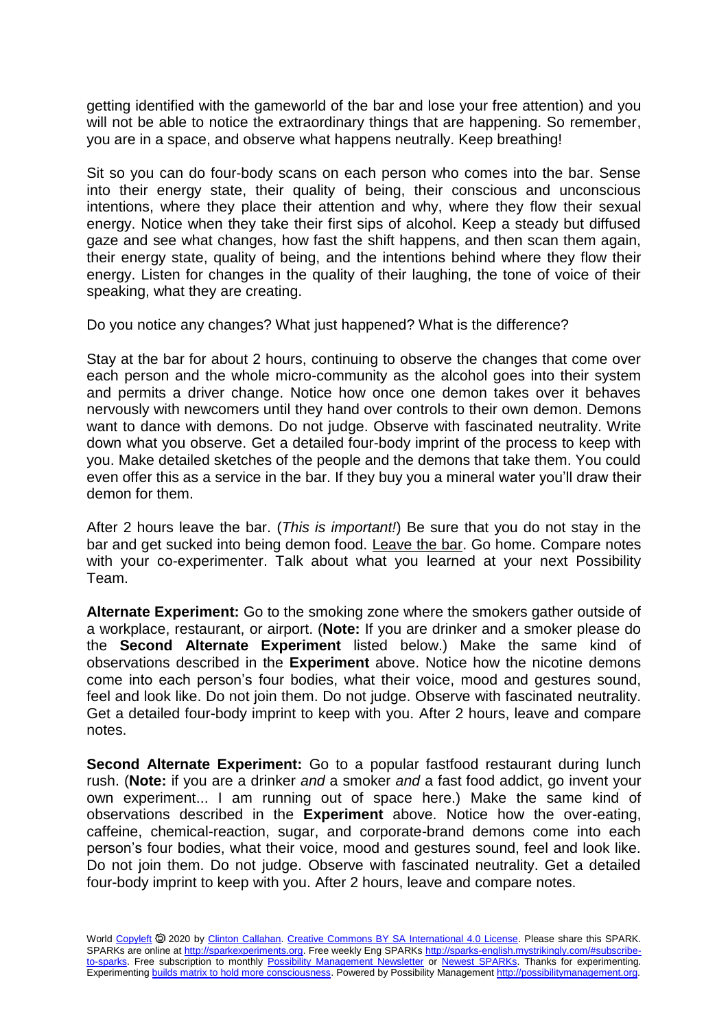getting identified with the gameworld of the bar and lose your free attention) and you will not be able to notice the extraordinary things that are happening. So remember, you are in a space, and observe what happens neutrally. Keep breathing!

Sit so you can do four-body scans on each person who comes into the bar. Sense into their energy state, their quality of being, their conscious and unconscious intentions, where they place their attention and why, where they flow their sexual energy. Notice when they take their first sips of alcohol. Keep a steady but diffused gaze and see what changes, how fast the shift happens, and then scan them again, their energy state, quality of being, and the intentions behind where they flow their energy. Listen for changes in the quality of their laughing, the tone of voice of their speaking, what they are creating.

Do you notice any changes? What just happened? What is the difference?

Stay at the bar for about 2 hours, continuing to observe the changes that come over each person and the whole micro-community as the alcohol goes into their system and permits a driver change. Notice how once one demon takes over it behaves nervously with newcomers until they hand over controls to their own demon. Demons want to dance with demons. Do not judge. Observe with fascinated neutrality. Write down what you observe. Get a detailed four-body imprint of the process to keep with you. Make detailed sketches of the people and the demons that take them. You could even offer this as a service in the bar. If they buy you a mineral water you'll draw their demon for them.

After 2 hours leave the bar. (*This is important!*) Be sure that you do not stay in the bar and get sucked into being demon food. Leave the bar. Go home. Compare notes with your co-experimenter. Talk about what you learned at your next Possibility Team.

**Alternate Experiment:** Go to the smoking zone where the smokers gather outside of a workplace, restaurant, or airport. (**Note:** If you are drinker and a smoker please do the **Second Alternate Experiment** listed below.) Make the same kind of observations described in the **Experiment** above. Notice how the nicotine demons come into each person's four bodies, what their voice, mood and gestures sound, feel and look like. Do not join them. Do not judge. Observe with fascinated neutrality. Get a detailed four-body imprint to keep with you. After 2 hours, leave and compare notes.

**Second Alternate Experiment:** Go to a popular fastfood restaurant during lunch rush. (**Note:** if you are a drinker *and* a smoker *and* a fast food addict, go invent your own experiment... I am running out of space here.) Make the same kind of observations described in the **Experiment** above. Notice how the over-eating, caffeine, chemical-reaction, sugar, and corporate-brand demons come into each person's four bodies, what their voice, mood and gestures sound, feel and look like. Do not join them. Do not judge. Observe with fascinated neutrality. Get a detailed four-body imprint to keep with you. After 2 hours, leave and compare notes.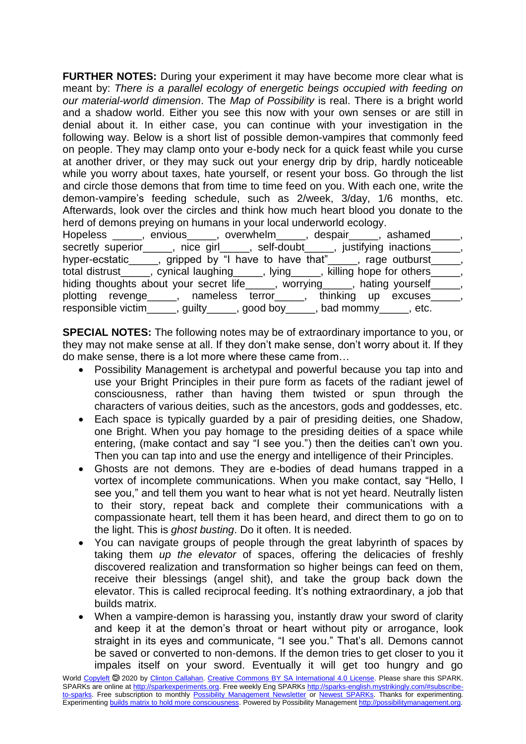**FURTHER NOTES:** During your experiment it may have become more clear what is meant by: *There is a parallel ecology of energetic beings occupied with feeding on our material-world dimension*. The *Map of Possibility* is real. There is a bright world and a shadow world. Either you see this now with your own senses or are still in denial about it. In either case, you can continue with your investigation in the following way. Below is a short list of possible demon-vampires that commonly feed on people. They may clamp onto your e-body neck for a quick feast while you curse at another driver, or they may suck out your energy drip by drip, hardly noticeable while you worry about taxes, hate yourself, or resent your boss. Go through the list and circle those demons that from time to time feed on you. With each one, write the demon-vampire's feeding schedule, such as 2/week, 3/day, 1/6 months, etc. Afterwards, look over the circles and think how much heart blood you donate to the herd of demons preying on humans in your local underworld ecology.

Hopeless _____, envious_____, overwhelm_____, despair_____, ashamed_____, secretly superior_____, nice girl_____, self-doubt_____, justifying inactions_____, hyper-ecstatic_____, gripped by "I have to have that"_____, rage outburst_____, total distrust_____, cynical laughing_____, lying_____, killing hope for others_____, hiding thoughts about your secret life_____, worrying_____, hating yourself_____, plotting revenge_____, nameless terror_____, thinking up excuses_____, responsible victim_____, guilty_____, good boy_____, bad mommy_____, etc.

**SPECIAL NOTES:** The following notes may be of extraordinary importance to you, or they may not make sense at all. If they don't make sense, don't worry about it. If they do make sense, there is a lot more where these came from…

- Possibility Management is archetypal and powerful because you tap into and use your Bright Principles in their pure form as facets of the radiant jewel of consciousness, rather than having them twisted or spun through the characters of various deities, such as the ancestors, gods and goddesses, etc.
- Each space is typically guarded by a pair of presiding deities, one Shadow, one Bright. When you pay homage to the presiding deities of a space while entering, (make contact and say "I see you.") then the deities can't own you. Then you can tap into and use the energy and intelligence of their Principles.
- Ghosts are not demons. They are e-bodies of dead humans trapped in a vortex of incomplete communications. When you make contact, say "Hello, I see you," and tell them you want to hear what is not yet heard. Neutrally listen to their story, repeat back and complete their communications with a compassionate heart, tell them it has been heard, and direct them to go on to the light. This is *ghost busting*. Do it often. It is needed.
- You can navigate groups of people through the great labyrinth of spaces by taking them *up the elevator* of spaces, offering the delicacies of freshly discovered realization and transformation so higher beings can feed on them, receive their blessings (angel shit), and take the group back down the elevator. This is called reciprocal feeding. It's nothing extraordinary, a job that builds matrix.
- When a vampire-demon is harassing you, instantly draw your sword of clarity and keep it at the demon's throat or heart without pity or arrogance, look straight in its eyes and communicate, "I see you." That's all. Demons cannot be saved or converted to non-demons. If the demon tries to get closer to you it impales itself on your sword. Eventually it will get too hungry and go

World Copyleft 🄯 2020 by Clinton Callahan. Creative Commons BY SA International 4.0 License. Please share this SPARK. SPARKs are online at http://sparkexperiments.org. Free weekly Eng SPARKs http://sparks-english.mystrikingly.com/#subscribe-to-sparks. Free subscription to monthly Possibility Management Newsletter or Newest SPARKs. Thanks for experimenting. Experimenting builds matrix to hold more consciousness. Powered by Possibility Management http://possibilitymanagement.org.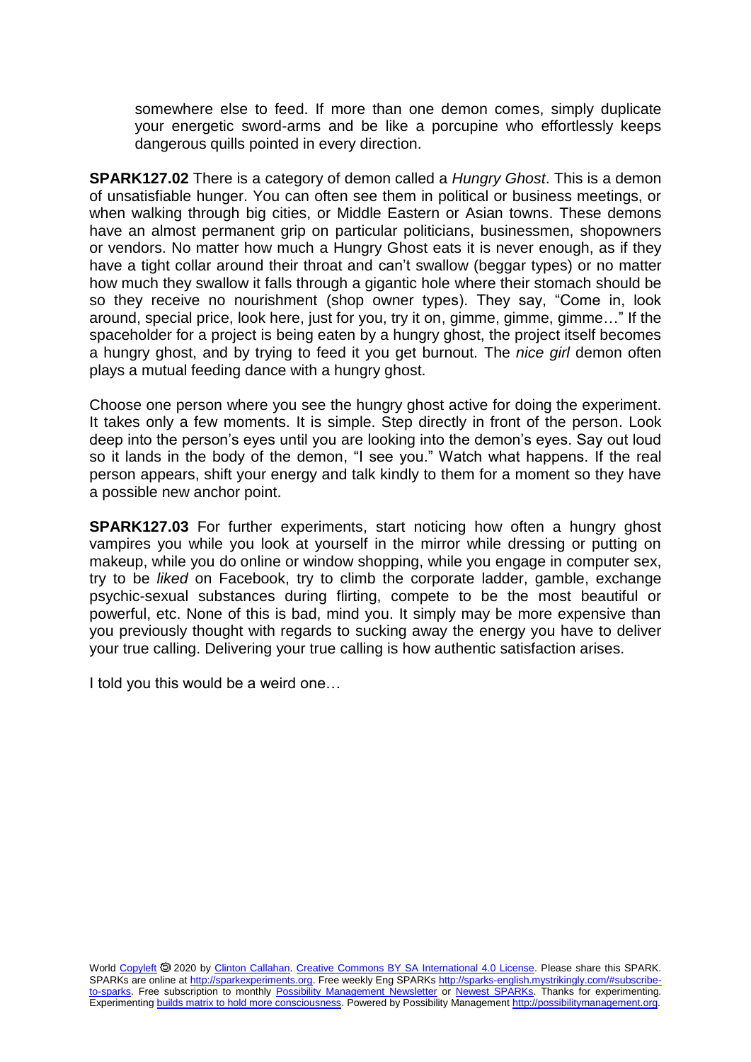somewhere else to feed. If more than one demon comes, simply duplicate your energetic sword-arms and be like a porcupine who effortlessly keeps dangerous quills pointed in every direction.

**SPARK127.02** There is a category of demon called a *Hungry Ghost*. This is a demon of unsatisfiable hunger. You can often see them in political or business meetings, or when walking through big cities, or Middle Eastern or Asian towns. These demons have an almost permanent grip on particular politicians, businessmen, shopowners or vendors. No matter how much a Hungry Ghost eats it is never enough, as if they have a tight collar around their throat and can't swallow (beggar types) or no matter how much they swallow it falls through a gigantic hole where their stomach should be so they receive no nourishment (shop owner types). They say, "Come in, look around, special price, look here, just for you, try it on, gimme, gimme, gimme…" If the spaceholder for a project is being eaten by a hungry ghost, the project itself becomes a hungry ghost, and by trying to feed it you get burnout. The *nice girl* demon often plays a mutual feeding dance with a hungry ghost.

Choose one person where you see the hungry ghost active for doing the experiment. It takes only a few moments. It is simple. Step directly in front of the person. Look deep into the person's eyes until you are looking into the demon's eyes. Say out loud so it lands in the body of the demon, "I see you." Watch what happens. If the real person appears, shift your energy and talk kindly to them for a moment so they have a possible new anchor point.

**SPARK127.03** For further experiments, start noticing how often a hungry ghost vampires you while you look at yourself in the mirror while dressing or putting on makeup, while you do online or window shopping, while you engage in computer sex, try to be *liked* on Facebook, try to climb the corporate ladder, gamble, exchange psychic-sexual substances during flirting, compete to be the most beautiful or powerful, etc. None of this is bad, mind you. It simply may be more expensive than you previously thought with regards to sucking away the energy you have to deliver your true calling. Delivering your true calling is how authentic satisfaction arises.

I told you this would be a weird one…

World Copyleft 🄯 2020 by Clinton Callahan. Creative Commons BY SA International 4.0 License. Please share this SPARK. SPARKs are online at http://sparkexperiments.org. Free weekly Eng SPARKs http://sparks-english.mystrikingly.com/#subscribe-to-sparks. Free subscription to monthly Possibility Management Newsletter or Newest SPARKs. Thanks for experimenting. Experimenting builds matrix to hold more consciousness. Powered by Possibility Management http://possibilitymanagement.org.